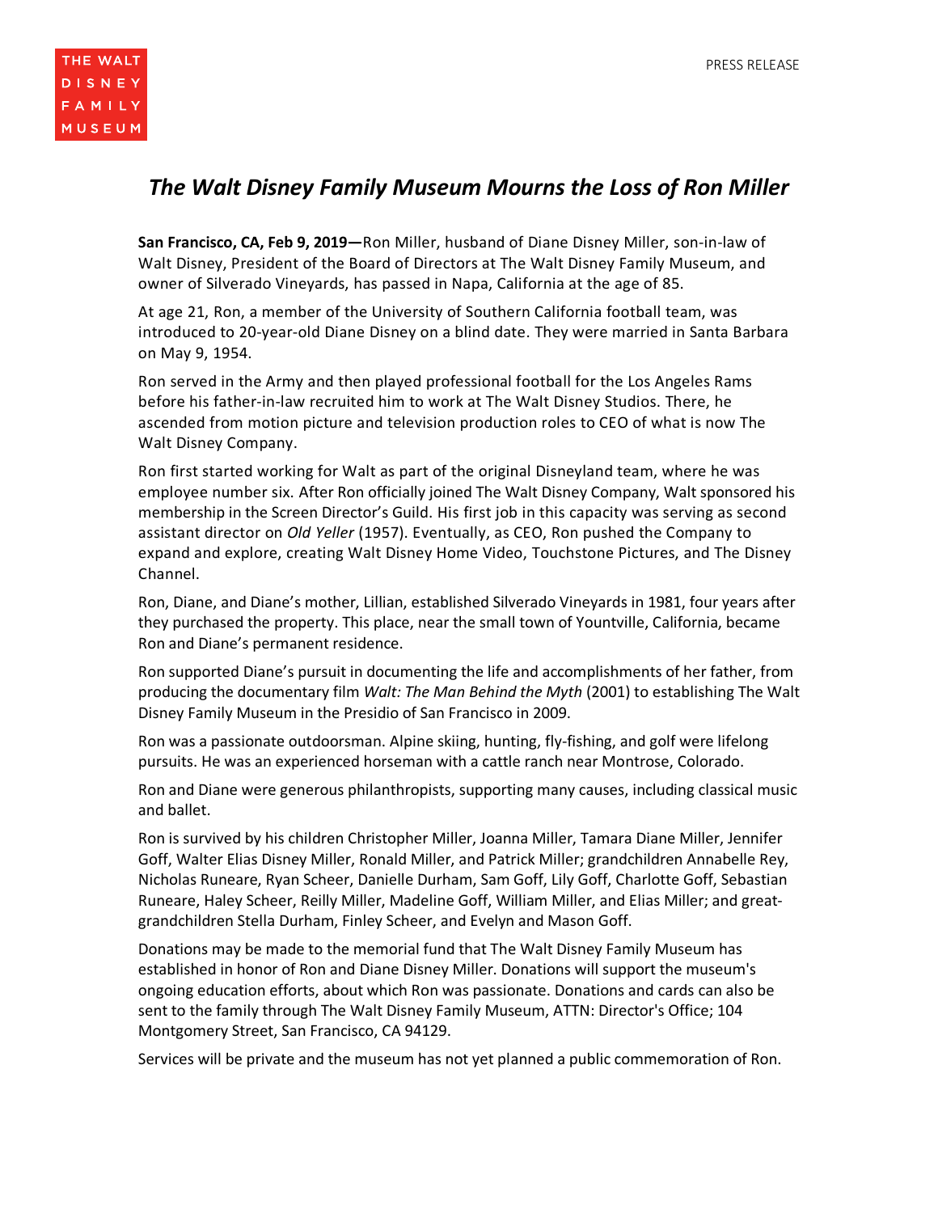THE WALT DISNEY FAMILY MUSEUM

PRESS RELEASE

# *The Walt Disney Family Museum Mourns the Loss of Ron Miller*

**San Francisco, CA, Feb 9, 2019—**Ron Miller, husband of Diane Disney Miller, son-in-law of Walt Disney, President of the Board of Directors at The Walt Disney Family Museum, and owner of Silverado Vineyards, has passed in Napa, California at the age of 85.

At age 21, Ron, a member of the University of Southern California football team, was introduced to 20-year-old Diane Disney on a blind date. They were married in Santa Barbara on May 9, 1954.

Ron served in the Army and then played professional football for the Los Angeles Rams before his father-in-law recruited him to work at The Walt Disney Studios. There, he ascended from motion picture and television production roles to CEO of what is now The Walt Disney Company.

Ron first started working for Walt as part of the original Disneyland team, where he was employee number six. After Ron officially joined The Walt Disney Company, Walt sponsored his membership in the Screen Director's Guild. His first job in this capacity was serving as second assistant director on *Old Yeller* (1957). Eventually, as CEO, Ron pushed the Company to expand and explore, creating Walt Disney Home Video, Touchstone Pictures, and The Disney Channel.

Ron, Diane, and Diane's mother, Lillian, established Silverado Vineyards in 1981, four years after they purchased the property. This place, near the small town of Yountville, California, became Ron and Diane's permanent residence.

Ron supported Diane's pursuit in documenting the life and accomplishments of her father, from producing the documentary film *Walt: The Man Behind the Myth* (2001) to establishing The Walt Disney Family Museum in the Presidio of San Francisco in 2009.

Ron was a passionate outdoorsman. Alpine skiing, hunting, fly-fishing, and golf were lifelong pursuits. He was an experienced horseman with a cattle ranch near Montrose, Colorado.

Ron and Diane were generous philanthropists, supporting many causes, including classical music and ballet.

Ron is survived by his children Christopher Miller, Joanna Miller, Tamara Diane Miller, Jennifer Goff, Walter Elias Disney Miller, Ronald Miller, and Patrick Miller; grandchildren Annabelle Rey, Nicholas Runeare, Ryan Scheer, Danielle Durham, Sam Goff, Lily Goff, Charlotte Goff, Sebastian Runeare, Haley Scheer, Reilly Miller, Madeline Goff, William Miller, and Elias Miller; and great-grandchildren Stella Durham, Finley Scheer, and Evelyn and Mason Goff.

Donations may be made to the memorial fund that The Walt Disney Family Museum has established in honor of Ron and Diane Disney Miller. Donations will support the museum's ongoing education efforts, about which Ron was passionate. Donations and cards can also be sent to the family through The Walt Disney Family Museum, ATTN: Director's Office; 104 Montgomery Street, San Francisco, CA 94129.

Services will be private and the museum has not yet planned a public commemoration of Ron.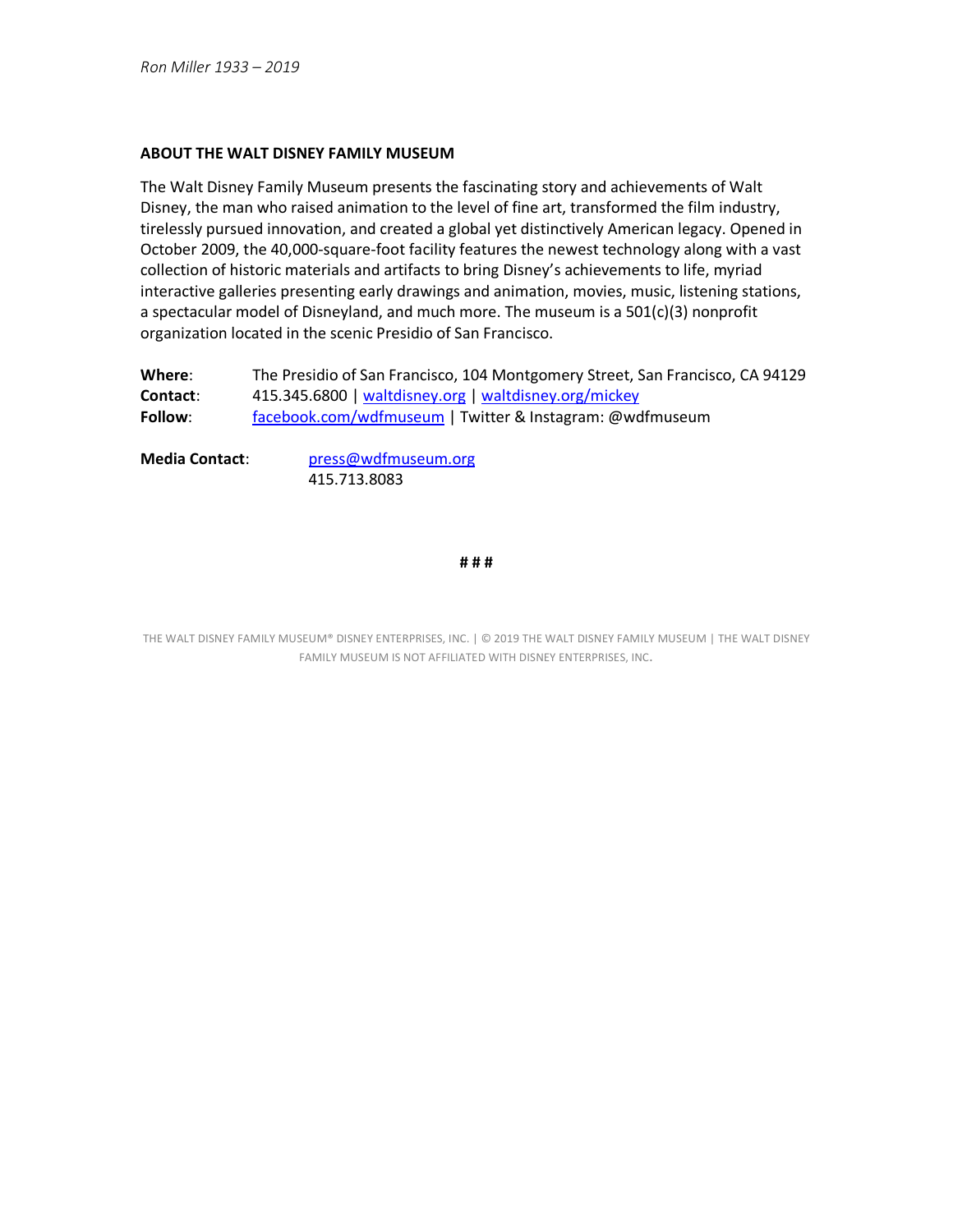**ABOUT THE WALT DISNEY FAMILY MUSEUM**

The Walt Disney Family Museum presents the fascinating story and achievements of Walt Disney, the man who raised animation to the level of fine art, transformed the film industry, tirelessly pursued innovation, and created a global yet distinctively American legacy. Opened in October 2009, the 40,000-square-foot facility features the newest technology along with a vast collection of historic materials and artifacts to bring Disney's achievements to life, myriad interactive galleries presenting early drawings and animation, movies, music, listening stations, a spectacular model of Disneyland, and much more. The museum is a 501(c)(3) nonprofit organization located in the scenic Presidio of San Francisco.

**Where**: The Presidio of San Francisco, 104 Montgomery Street, San Francisco, CA 94129
**Contact**: 415.345.6800 | waltdisney.org | waltdisney.org/mickey
**Follow**: facebook.com/wdfmuseum | Twitter & Instagram: @wdfmuseum

**Media Contact**: press@wdfmuseum.org
415.713.8083

**# # #**

THE WALT DISNEY FAMILY MUSEUM® DISNEY ENTERPRISES, INC. | © 2019 THE WALT DISNEY FAMILY MUSEUM | THE WALT DISNEY FAMILY MUSEUM IS NOT AFFILIATED WITH DISNEY ENTERPRISES, INC.